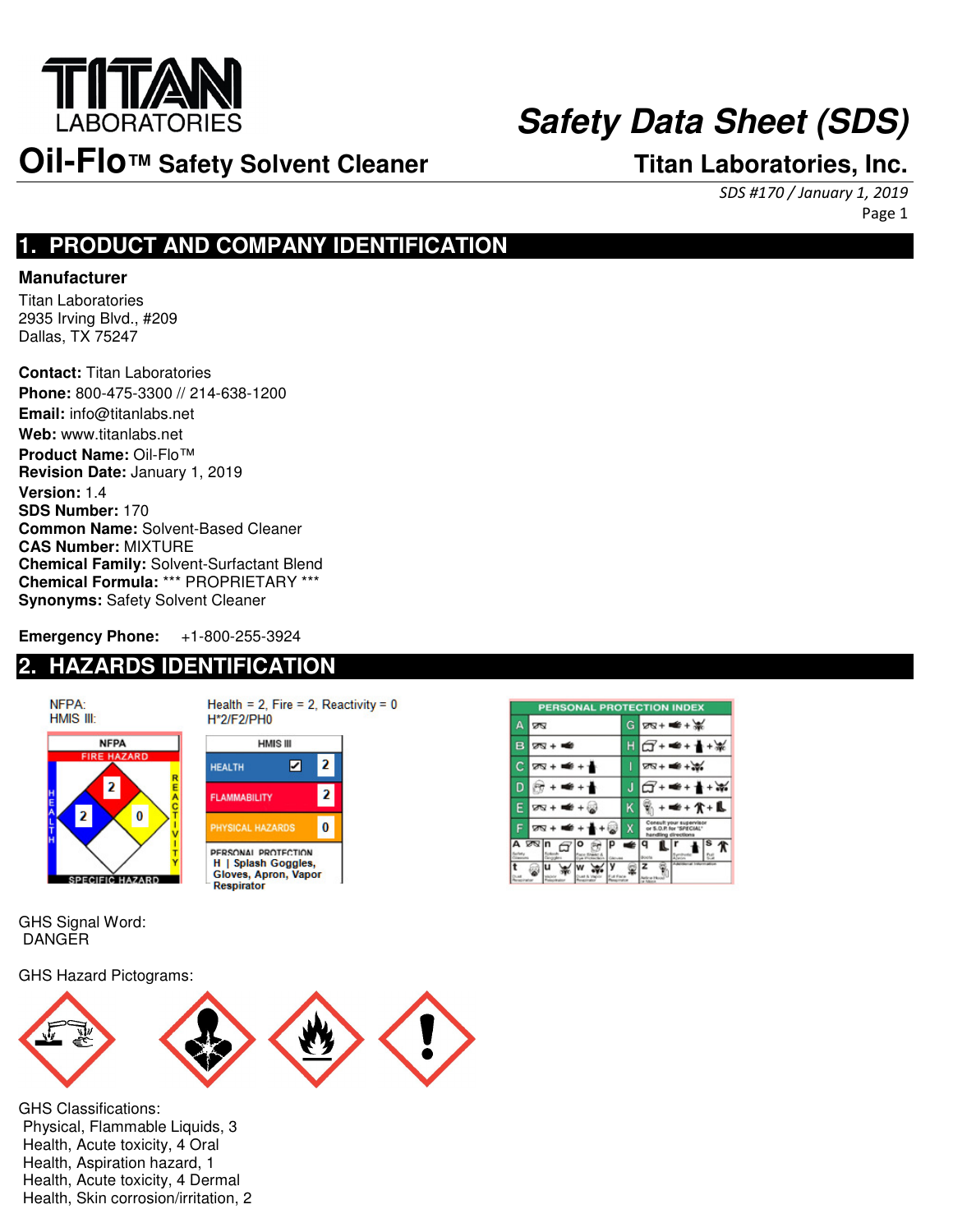# TITAN LABORATORIES

# Safety Data Sheet (SDS)

## Oil-Flo™ Safety Solvent Cleaner

**Titan Laboratories, Inc.**

*SDS #170 / January 1, 2019*

## 1. PRODUCT AND COMPANY IDENTIFICATION

**Manufacturer**

Titan Laboratories
2935 Irving Blvd., #209
Dallas, TX 75247

**Contact:** Titan Laboratories
**Phone:** 800-475-3300 // 214-638-1200
**Email:** info@titanlabs.net
**Web:** www.titanlabs.net
**Product Name:** Oil-Flo™
**Revision Date:** January 1, 2019
**Version:** 1.4
**SDS Number:** 170
**Common Name:** Solvent-Based Cleaner
**CAS Number:** MIXTURE
**Chemical Family:** Solvent-Surfactant Blend
**Chemical Formula:** *** PROPRIETARY ***
**Synonyms:** Safety Solvent Cleaner

**Emergency Phone:** +1-800-255-3924

## 2. HAZARDS IDENTIFICATION

NFPA: Health = 2, Fire = 2, Reactivity = 0
HMIS III: H*2/F2/PH0

| HMIS III | |
|---|---|
| HEALTH | * 2 |
| FLAMMABILITY | 2 |
| PHYSICAL HAZARDS | 0 |
| PERSONAL PROTECTION | H \| Splash Goggles, Gloves, Apron, Vapor Respirator |

GHS Signal Word:
DANGER

GHS Hazard Pictograms:

GHS Classifications:
Physical, Flammable Liquids, 3
Health, Acute toxicity, 4 Oral
Health, Aspiration hazard, 1
Health, Acute toxicity, 4 Dermal
Health, Skin corrosion/irritation, 2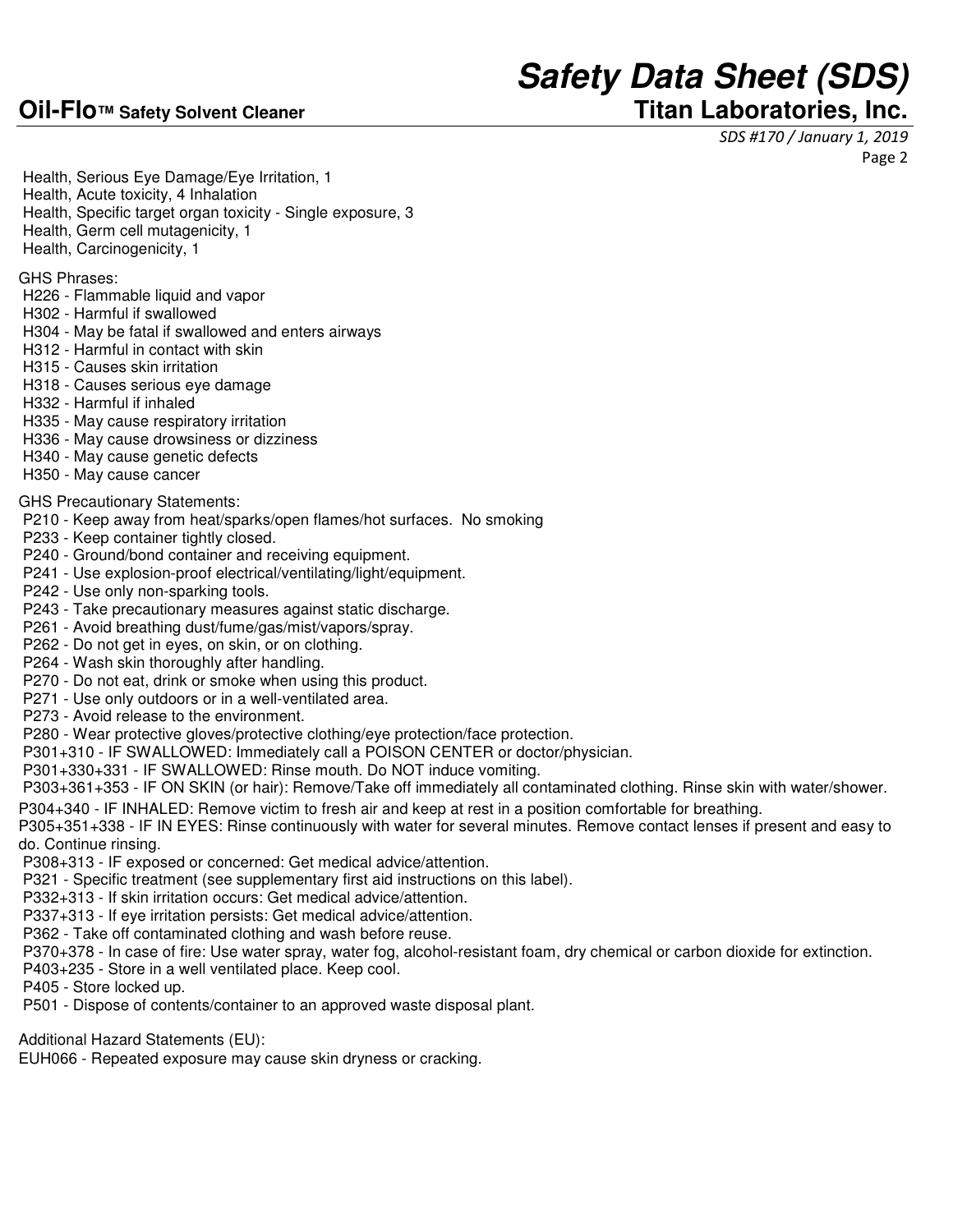Health, Serious Eye Damage/Eye Irritation, 1
Health, Acute toxicity, 4 Inhalation
Health, Specific target organ toxicity - Single exposure, 3
Health, Germ cell mutagenicity, 1
Health, Carcinogenicity, 1

GHS Phrases:

- H226 - Flammable liquid and vapor
- H302 - Harmful if swallowed
- H304 - May be fatal if swallowed and enters airways
- H312 - Harmful in contact with skin
- H315 - Causes skin irritation
- H318 - Causes serious eye damage
- H332 - Harmful if inhaled
- H335 - May cause respiratory irritation
- H336 - May cause drowsiness or dizziness
- H340 - May cause genetic defects
- H350 - May cause cancer

GHS Precautionary Statements:

- P210 - Keep away from heat/sparks/open flames/hot surfaces. No smoking
- P233 - Keep container tightly closed.
- P240 - Ground/bond container and receiving equipment.
- P241 - Use explosion-proof electrical/ventilating/light/equipment.
- P242 - Use only non-sparking tools.
- P243 - Take precautionary measures against static discharge.
- P261 - Avoid breathing dust/fume/gas/mist/vapors/spray.
- P262 - Do not get in eyes, on skin, or on clothing.
- P264 - Wash skin thoroughly after handling.
- P270 - Do not eat, drink or smoke when using this product.
- P271 - Use only outdoors or in a well-ventilated area.
- P273 - Avoid release to the environment.
- P280 - Wear protective gloves/protective clothing/eye protection/face protection.
- P301+310 - IF SWALLOWED: Immediately call a POISON CENTER or doctor/physician.
- P301+330+331 - IF SWALLOWED: Rinse mouth. Do NOT induce vomiting.
- P303+361+353 - IF ON SKIN (or hair): Remove/Take off immediately all contaminated clothing. Rinse skin with water/shower.
- P304+340 - IF INHALED: Remove victim to fresh air and keep at rest in a position comfortable for breathing.
- P305+351+338 - IF IN EYES: Rinse continuously with water for several minutes. Remove contact lenses if present and easy to do. Continue rinsing.
- P308+313 - IF exposed or concerned: Get medical advice/attention.
- P321 - Specific treatment (see supplementary first aid instructions on this label).
- P332+313 - If skin irritation occurs: Get medical advice/attention.
- P337+313 - If eye irritation persists: Get medical advice/attention.
- P362 - Take off contaminated clothing and wash before reuse.
- P370+378 - In case of fire: Use water spray, water fog, alcohol-resistant foam, dry chemical or carbon dioxide for extinction.
- P403+235 - Store in a well ventilated place. Keep cool.
- P405 - Store locked up.
- P501 - Dispose of contents/container to an approved waste disposal plant.

Additional Hazard Statements (EU):

EUH066 - Repeated exposure may cause skin dryness or cracking.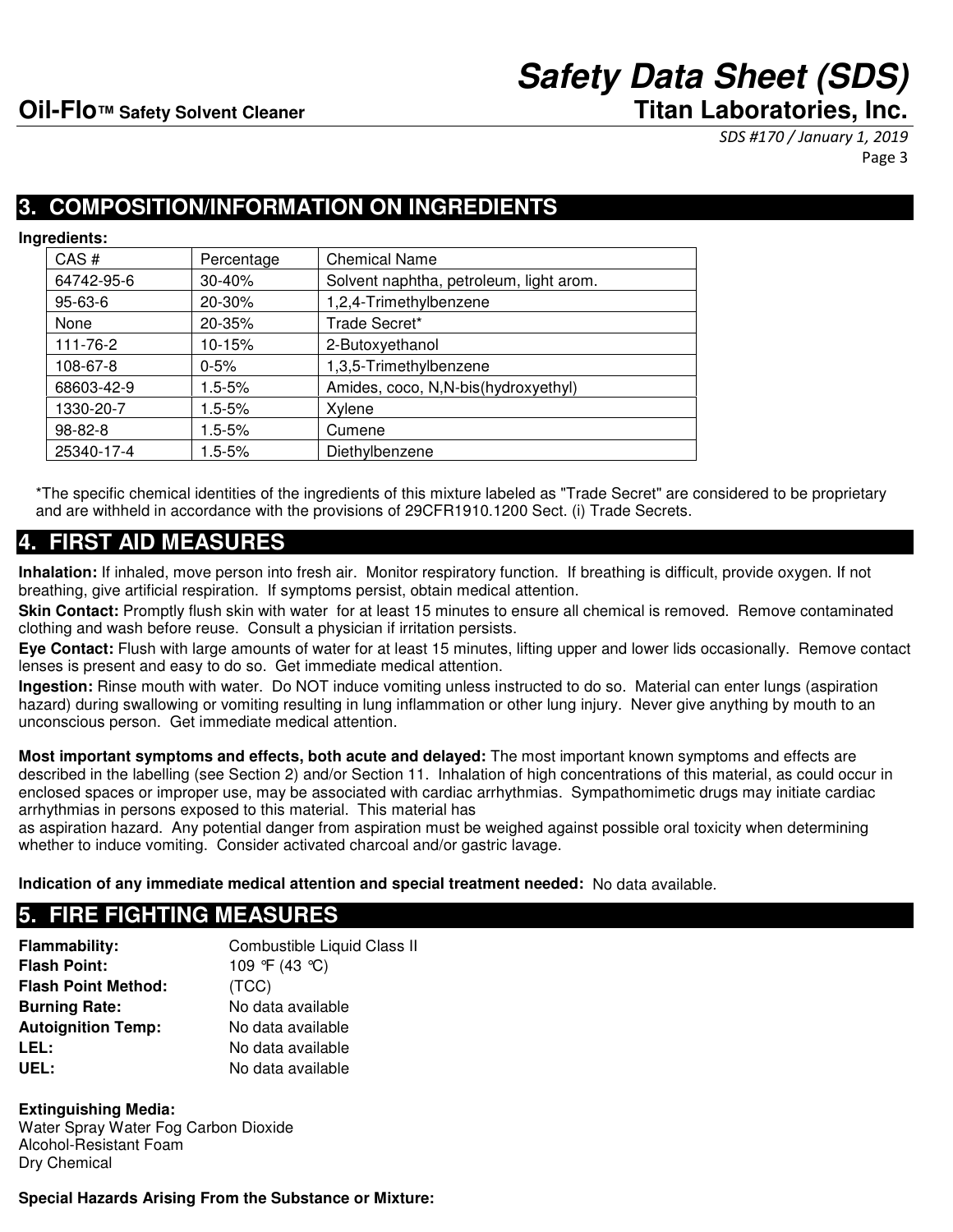## 3. COMPOSITION/INFORMATION ON INGREDIENTS

**Ingredients:**

| CAS # | Percentage | Chemical Name |
|---|---|---|
| 64742-95-6 | 30-40% | Solvent naphtha, petroleum, light arom. |
| 95-63-6 | 20-30% | 1,2,4-Trimethylbenzene |
| None | 20-35% | Trade Secret* |
| 111-76-2 | 10-15% | 2-Butoxyethanol |
| 108-67-8 | 0-5% | 1,3,5-Trimethylbenzene |
| 68603-42-9 | 1.5-5% | Amides, coco, N,N-bis(hydroxyethyl) |
| 1330-20-7 | 1.5-5% | Xylene |
| 98-82-8 | 1.5-5% | Cumene |
| 25340-17-4 | 1.5-5% | Diethylbenzene |

*The specific chemical identities of the ingredients of this mixture labeled as "Trade Secret" are considered to be proprietary and are withheld in accordance with the provisions of 29CFR1910.1200 Sect. (i) Trade Secrets.

## 4. FIRST AID MEASURES

**Inhalation:** If inhaled, move person into fresh air. Monitor respiratory function. If breathing is difficult, provide oxygen. If not breathing, give artificial respiration. If symptoms persist, obtain medical attention.

**Skin Contact:** Promptly flush skin with water for at least 15 minutes to ensure all chemical is removed. Remove contaminated clothing and wash before reuse. Consult a physician if irritation persists.

**Eye Contact:** Flush with large amounts of water for at least 15 minutes, lifting upper and lower lids occasionally. Remove contact lenses is present and easy to do so. Get immediate medical attention.

**Ingestion:** Rinse mouth with water. Do NOT induce vomiting unless instructed to do so. Material can enter lungs (aspiration hazard) during swallowing or vomiting resulting in lung inflammation or other lung injury. Never give anything by mouth to an unconscious person. Get immediate medical attention.

**Most important symptoms and effects, both acute and delayed:** The most important known symptoms and effects are described in the labelling (see Section 2) and/or Section 11. Inhalation of high concentrations of this material, as could occur in enclosed spaces or improper use, may be associated with cardiac arrhythmias. Sympathomimetic drugs may initiate cardiac arrhythmias in persons exposed to this material. This material has
as aspiration hazard. Any potential danger from aspiration must be weighed against possible oral toxicity when determining whether to induce vomiting. Consider activated charcoal and/or gastric lavage.

**Indication of any immediate medical attention and special treatment needed:** No data available.

## 5. FIRE FIGHTING MEASURES

**Flammability:** Combustible Liquid Class II
**Flash Point:** 109 ℉ (43 ℃)
**Flash Point Method:** (TCC)
**Burning Rate:** No data available
**Autoignition Temp:** No data available
**LEL:** No data available
**UEL:** No data available

**Extinguishing Media:**
Water Spray Water Fog Carbon Dioxide
Alcohol-Resistant Foam
Dry Chemical

**Special Hazards Arising From the Substance or Mixture:**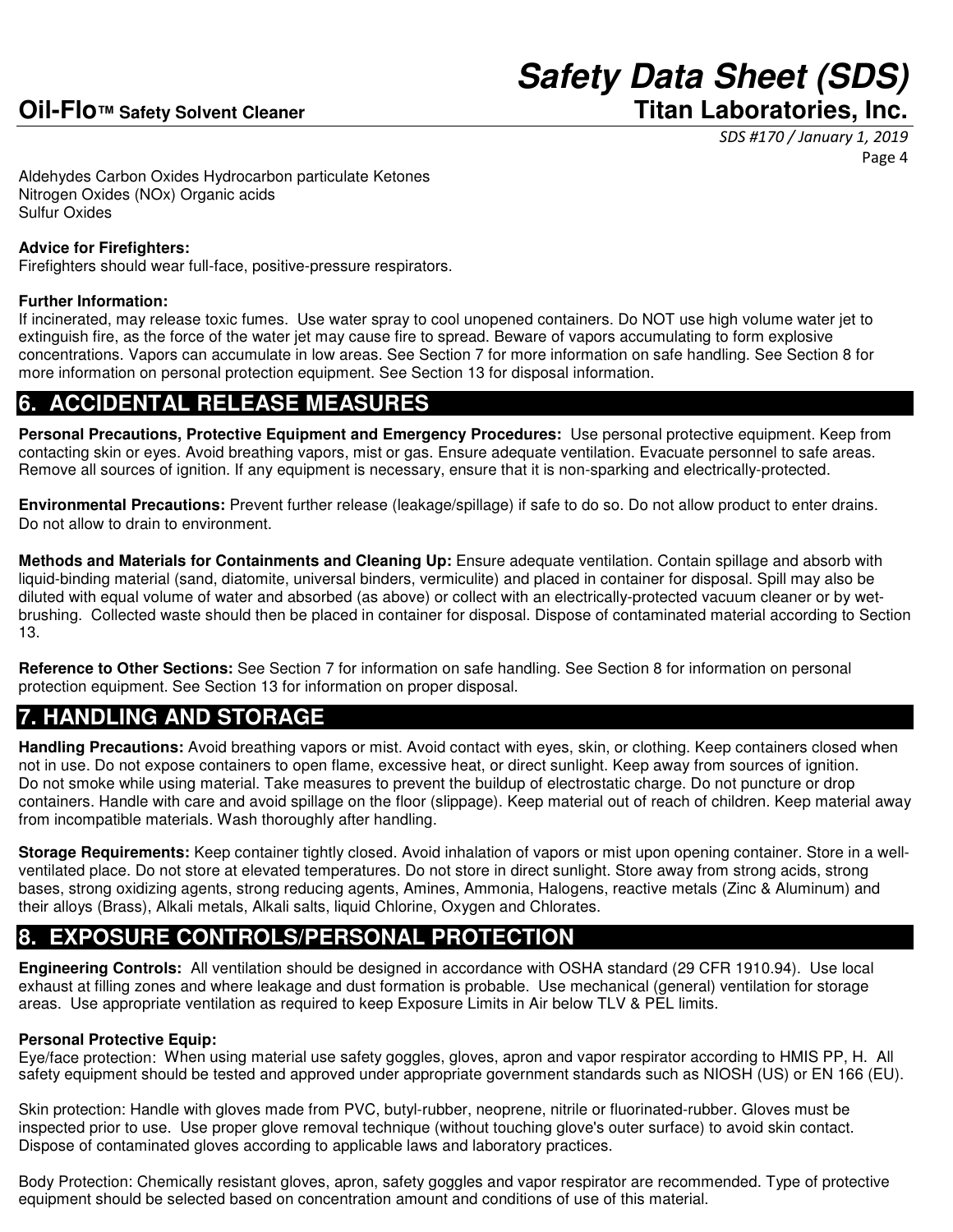Aldehydes Carbon Oxides Hydrocarbon particulate Ketones
Nitrogen Oxides (NOx) Organic acids
Sulfur Oxides

**Advice for Firefighters:**
Firefighters should wear full-face, positive-pressure respirators.

**Further Information:**
If incinerated, may release toxic fumes. Use water spray to cool unopened containers. Do NOT use high volume water jet to extinguish fire, as the force of the water jet may cause fire to spread. Beware of vapors accumulating to form explosive concentrations. Vapors can accumulate in low areas. See Section 7 for more information on safe handling. See Section 8 for more information on personal protection equipment. See Section 13 for disposal information.

## 6. ACCIDENTAL RELEASE MEASURES

**Personal Precautions, Protective Equipment and Emergency Procedures:** Use personal protective equipment. Keep from contacting skin or eyes. Avoid breathing vapors, mist or gas. Ensure adequate ventilation. Evacuate personnel to safe areas. Remove all sources of ignition. If any equipment is necessary, ensure that it is non-sparking and electrically-protected.

**Environmental Precautions:** Prevent further release (leakage/spillage) if safe to do so. Do not allow product to enter drains. Do not allow to drain to environment.

**Methods and Materials for Containments and Cleaning Up:** Ensure adequate ventilation. Contain spillage and absorb with liquid-binding material (sand, diatomite, universal binders, vermiculite) and placed in container for disposal. Spill may also be diluted with equal volume of water and absorbed (as above) or collect with an electrically-protected vacuum cleaner or by wet-brushing. Collected waste should then be placed in container for disposal. Dispose of contaminated material according to Section 13.

**Reference to Other Sections:** See Section 7 for information on safe handling. See Section 8 for information on personal protection equipment. See Section 13 for information on proper disposal.

## 7. HANDLING AND STORAGE

**Handling Precautions:** Avoid breathing vapors or mist. Avoid contact with eyes, skin, or clothing. Keep containers closed when not in use. Do not expose containers to open flame, excessive heat, or direct sunlight. Keep away from sources of ignition. Do not smoke while using material. Take measures to prevent the buildup of electrostatic charge. Do not puncture or drop containers. Handle with care and avoid spillage on the floor (slippage). Keep material out of reach of children. Keep material away from incompatible materials. Wash thoroughly after handling.

**Storage Requirements:** Keep container tightly closed. Avoid inhalation of vapors or mist upon opening container. Store in a well-ventilated place. Do not store at elevated temperatures. Do not store in direct sunlight. Store away from strong acids, strong bases, strong oxidizing agents, strong reducing agents, Amines, Ammonia, Halogens, reactive metals (Zinc & Aluminum) and their alloys (Brass), Alkali metals, Alkali salts, liquid Chlorine, Oxygen and Chlorates.

## 8. EXPOSURE CONTROLS/PERSONAL PROTECTION

**Engineering Controls:** All ventilation should be designed in accordance with OSHA standard (29 CFR 1910.94). Use local exhaust at filling zones and where leakage and dust formation is probable. Use mechanical (general) ventilation for storage areas. Use appropriate ventilation as required to keep Exposure Limits in Air below TLV & PEL limits.

**Personal Protective Equip:**
Eye/face protection: When using material use safety goggles, gloves, apron and vapor respirator according to HMIS PP, H. All safety equipment should be tested and approved under appropriate government standards such as NIOSH (US) or EN 166 (EU).

Skin protection: Handle with gloves made from PVC, butyl-rubber, neoprene, nitrile or fluorinated-rubber. Gloves must be inspected prior to use. Use proper glove removal technique (without touching glove's outer surface) to avoid skin contact. Dispose of contaminated gloves according to applicable laws and laboratory practices.

Body Protection: Chemically resistant gloves, apron, safety goggles and vapor respirator are recommended. Type of protective equipment should be selected based on concentration amount and conditions of use of this material.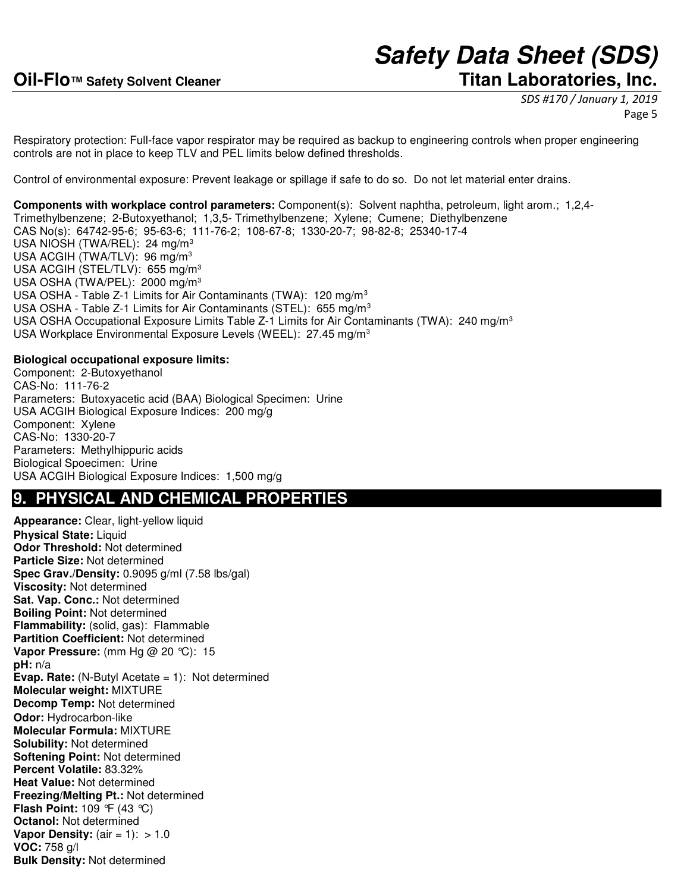Respiratory protection: Full-face vapor respirator may be required as backup to engineering controls when proper engineering controls are not in place to keep TLV and PEL limits below defined thresholds.

Control of environmental exposure: Prevent leakage or spillage if safe to do so. Do not let material enter drains.

**Components with workplace control parameters:** Component(s): Solvent naphtha, petroleum, light arom.; 1,2,4-Trimethylbenzene; 2-Butoxyethanol; 1,3,5- Trimethylbenzene; Xylene; Cumene; Diethylbenzene
CAS No(s): 64742-95-6; 95-63-6; 111-76-2; 108-67-8; 1330-20-7; 98-82-8; 25340-17-4
USA NIOSH (TWA/REL): 24 mg/m$^3$
USA ACGIH (TWA/TLV): 96 mg/m$^3$
USA ACGIH (STEL/TLV): 655 mg/m$^3$
USA OSHA (TWA/PEL): 2000 mg/m$^3$
USA OSHA - Table Z-1 Limits for Air Contaminants (TWA): 120 mg/m$^3$
USA OSHA - Table Z-1 Limits for Air Contaminants (STEL): 655 mg/m$^3$
USA OSHA Occupational Exposure Limits Table Z-1 Limits for Air Contaminants (TWA): 240 mg/m$^3$
USA Workplace Environmental Exposure Levels (WEEL): 27.45 mg/m$^3$

**Biological occupational exposure limits:**
Component: 2-Butoxyethanol
CAS-No: 111-76-2
Parameters: Butoxyacetic acid (BAA) Biological Specimen: Urine
USA ACGIH Biological Exposure Indices: 200 mg/g
Component: Xylene
CAS-No: 1330-20-7
Parameters: Methylhippuric acids
Biological Spoecimen: Urine
USA ACGIH Biological Exposure Indices: 1,500 mg/g

## 9. PHYSICAL AND CHEMICAL PROPERTIES

**Appearance:** Clear, light-yellow liquid
**Physical State:** Liquid
**Odor Threshold:** Not determined
**Particle Size:** Not determined
**Spec Grav./Density:** 0.9095 g/ml (7.58 lbs/gal)
**Viscosity:** Not determined
**Sat. Vap. Conc.:** Not determined
**Boiling Point:** Not determined
**Flammability:** (solid, gas): Flammable
**Partition Coefficient:** Not determined
**Vapor Pressure:** (mm Hg @ 20 °C): 15
**pH:** n/a
**Evap. Rate:** (N-Butyl Acetate = 1): Not determined
**Molecular weight:** MIXTURE
**Decomp Temp:** Not determined
**Odor:** Hydrocarbon-like
**Molecular Formula:** MIXTURE
**Solubility:** Not determined
**Softening Point:** Not determined
**Percent Volatile:** 83.32%
**Heat Value:** Not determined
**Freezing/Melting Pt.:** Not determined
**Flash Point:** 109 °F (43 °C)
**Octanol:** Not determined
**Vapor Density:** (air = 1): > 1.0
**VOC:** 758 g/l
**Bulk Density:** Not determined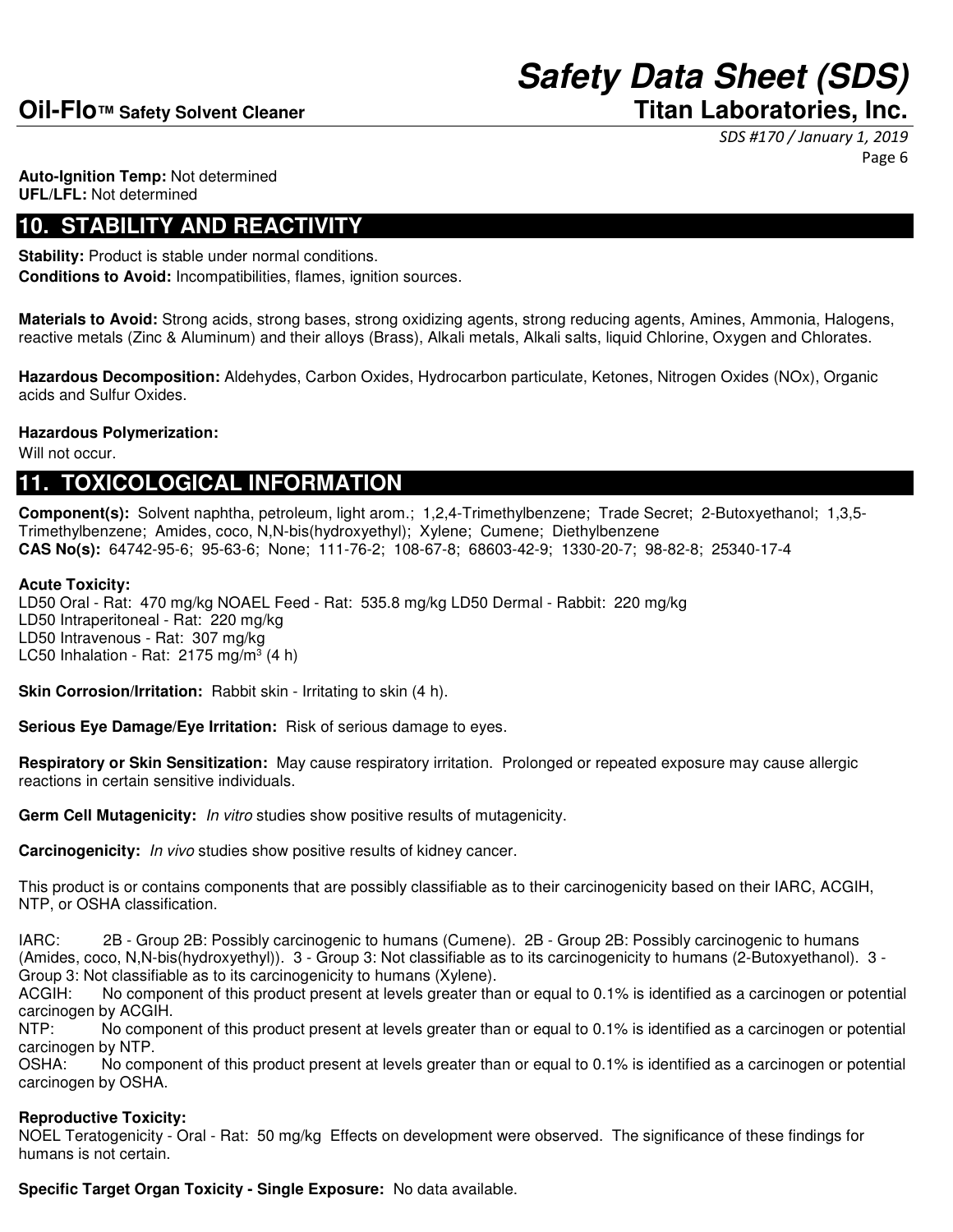**Auto-Ignition Temp:** Not determined
**UFL/LFL:** Not determined

## 10. STABILITY AND REACTIVITY

**Stability:** Product is stable under normal conditions.
**Conditions to Avoid:** Incompatibilities, flames, ignition sources.

**Materials to Avoid:** Strong acids, strong bases, strong oxidizing agents, strong reducing agents, Amines, Ammonia, Halogens, reactive metals (Zinc & Aluminum) and their alloys (Brass), Alkali metals, Alkali salts, liquid Chlorine, Oxygen and Chlorates.

**Hazardous Decomposition:** Aldehydes, Carbon Oxides, Hydrocarbon particulate, Ketones, Nitrogen Oxides (NOx), Organic acids and Sulfur Oxides.

**Hazardous Polymerization:**
Will not occur.

## 11. TOXICOLOGICAL INFORMATION

**Component(s):** Solvent naphtha, petroleum, light arom.; 1,2,4-Trimethylbenzene; Trade Secret; 2-Butoxyethanol; 1,3,5-Trimethylbenzene; Amides, coco, N,N-bis(hydroxyethyl); Xylene; Cumene; Diethylbenzene
**CAS No(s):** 64742-95-6; 95-63-6; None; 111-76-2; 108-67-8; 68603-42-9; 1330-20-7; 98-82-8; 25340-17-4

**Acute Toxicity:**
LD50 Oral - Rat: 470 mg/kg NOAEL Feed - Rat: 535.8 mg/kg LD50 Dermal - Rabbit: 220 mg/kg
LD50 Intraperitoneal - Rat: 220 mg/kg
LD50 Intravenous - Rat: 307 mg/kg
LC50 Inhalation - Rat: 2175 mg/m$^3$ (4 h)

**Skin Corrosion/Irritation:** Rabbit skin - Irritating to skin (4 h).

**Serious Eye Damage/Eye Irritation:** Risk of serious damage to eyes.

**Respiratory or Skin Sensitization:** May cause respiratory irritation. Prolonged or repeated exposure may cause allergic reactions in certain sensitive individuals.

**Germ Cell Mutagenicity:** *In vitro* studies show positive results of mutagenicity.

**Carcinogenicity:** *In vivo* studies show positive results of kidney cancer.

This product is or contains components that are possibly classifiable as to their carcinogenicity based on their IARC, ACGIH, NTP, or OSHA classification.

IARC: 2B - Group 2B: Possibly carcinogenic to humans (Cumene). 2B - Group 2B: Possibly carcinogenic to humans (Amides, coco, N,N-bis(hydroxyethyl)). 3 - Group 3: Not classifiable as to its carcinogenicity to humans (2-Butoxyethanol). 3 - Group 3: Not classifiable as to its carcinogenicity to humans (Xylene).
ACGIH: No component of this product present at levels greater than or equal to 0.1% is identified as a carcinogen or potential carcinogen by ACGIH.
NTP: No component of this product present at levels greater than or equal to 0.1% is identified as a carcinogen or potential carcinogen by NTP.
OSHA: No component of this product present at levels greater than or equal to 0.1% is identified as a carcinogen or potential carcinogen by OSHA.

**Reproductive Toxicity:**
NOEL Teratogenicity - Oral - Rat: 50 mg/kg Effects on development were observed. The significance of these findings for humans is not certain.

**Specific Target Organ Toxicity - Single Exposure:** No data available.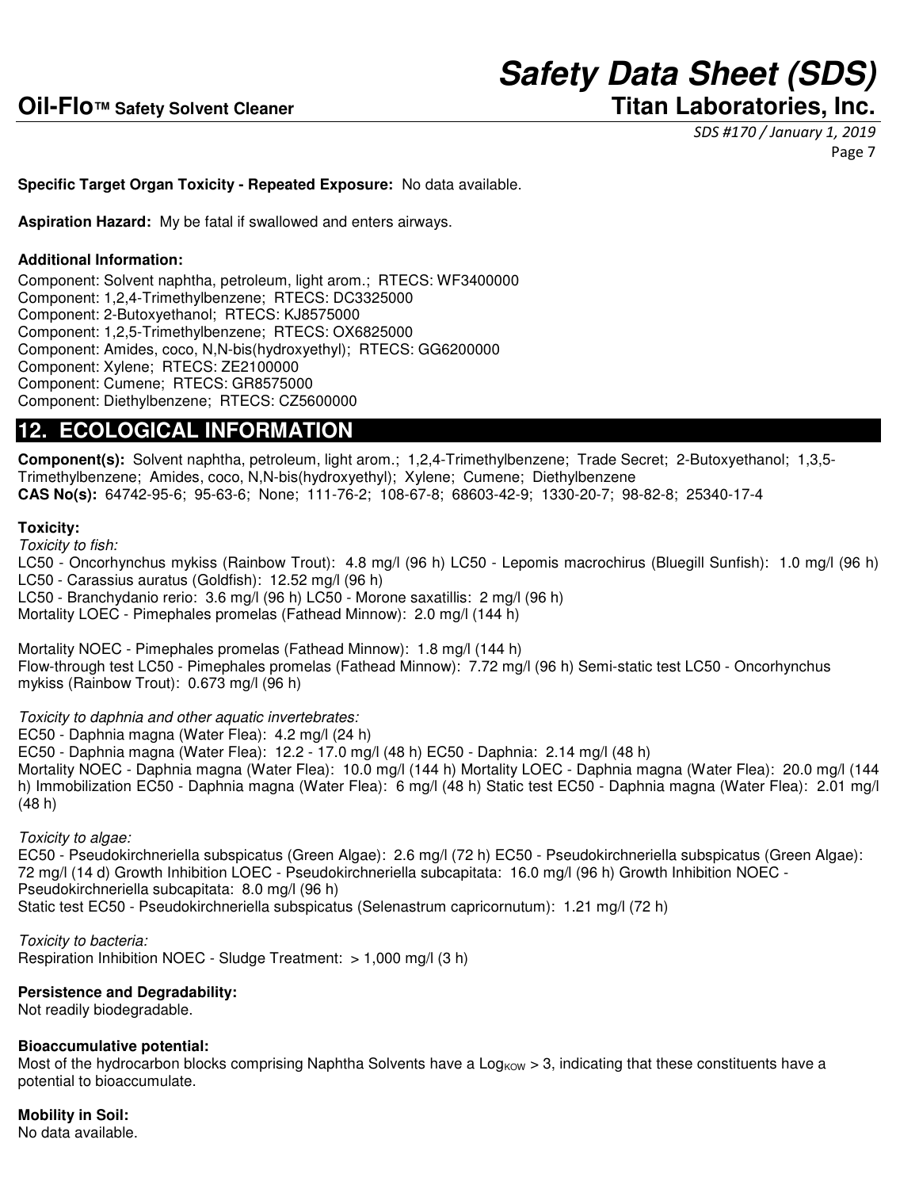**Specific Target Organ Toxicity - Repeated Exposure:** No data available.

**Aspiration Hazard:** My be fatal if swallowed and enters airways.

**Additional Information:**

Component: Solvent naphtha, petroleum, light arom.; RTECS: WF3400000
Component: 1,2,4-Trimethylbenzene; RTECS: DC3325000
Component: 2-Butoxyethanol; RTECS: KJ8575000
Component: 1,2,5-Trimethylbenzene; RTECS: OX6825000
Component: Amides, coco, N,N-bis(hydroxyethyl); RTECS: GG6200000
Component: Xylene; RTECS: ZE2100000
Component: Cumene; RTECS: GR8575000
Component: Diethylbenzene; RTECS: CZ5600000

## 12. ECOLOGICAL INFORMATION

**Component(s):** Solvent naphtha, petroleum, light arom.; 1,2,4-Trimethylbenzene; Trade Secret; 2-Butoxyethanol; 1,3,5-Trimethylbenzene; Amides, coco, N,N-bis(hydroxyethyl); Xylene; Cumene; Diethylbenzene
**CAS No(s):** 64742-95-6; 95-63-6; None; 111-76-2; 108-67-8; 68603-42-9; 1330-20-7; 98-82-8; 25340-17-4

**Toxicity:**

*Toxicity to fish:*
LC50 - Oncorhynchus mykiss (Rainbow Trout): 4.8 mg/l (96 h) LC50 - Lepomis macrochirus (Bluegill Sunfish): 1.0 mg/l (96 h)
LC50 - Carassius auratus (Goldfish): 12.52 mg/l (96 h)
LC50 - Branchydanio rerio: 3.6 mg/l (96 h) LC50 - Morone saxatillis: 2 mg/l (96 h)
Mortality LOEC - Pimephales promelas (Fathead Minnow): 2.0 mg/l (144 h)

Mortality NOEC - Pimephales promelas (Fathead Minnow): 1.8 mg/l (144 h)
Flow-through test LC50 - Pimephales promelas (Fathead Minnow): 7.72 mg/l (96 h) Semi-static test LC50 - Oncorhynchus mykiss (Rainbow Trout): 0.673 mg/l (96 h)

*Toxicity to daphnia and other aquatic invertebrates:*
EC50 - Daphnia magna (Water Flea): 4.2 mg/l (24 h)
EC50 - Daphnia magna (Water Flea): 12.2 - 17.0 mg/l (48 h) EC50 - Daphnia: 2.14 mg/l (48 h)
Mortality NOEC - Daphnia magna (Water Flea): 10.0 mg/l (144 h) Mortality LOEC - Daphnia magna (Water Flea): 20.0 mg/l (144 h) Immobilization EC50 - Daphnia magna (Water Flea): 6 mg/l (48 h) Static test EC50 - Daphnia magna (Water Flea): 2.01 mg/l (48 h)

*Toxicity to algae:*
EC50 - Pseudokirchneriella subspicatus (Green Algae): 2.6 mg/l (72 h) EC50 - Pseudokirchneriella subspicatus (Green Algae): 72 mg/l (14 d) Growth Inhibition LOEC - Pseudokirchneriella subcapitata: 16.0 mg/l (96 h) Growth Inhibition NOEC - Pseudokirchneriella subcapitata: 8.0 mg/l (96 h)
Static test EC50 - Pseudokirchneriella subspicatus (Selenastrum capricornutum): 1.21 mg/l (72 h)

*Toxicity to bacteria:*
Respiration Inhibition NOEC - Sludge Treatment: > 1,000 mg/l (3 h)

**Persistence and Degradability:**
Not readily biodegradable.

**Bioaccumulative potential:**
Most of the hydrocarbon blocks comprising Naphtha Solvents have a $Log_{KOW} > 3$, indicating that these constituents have a potential to bioaccumulate.

**Mobility in Soil:**
No data available.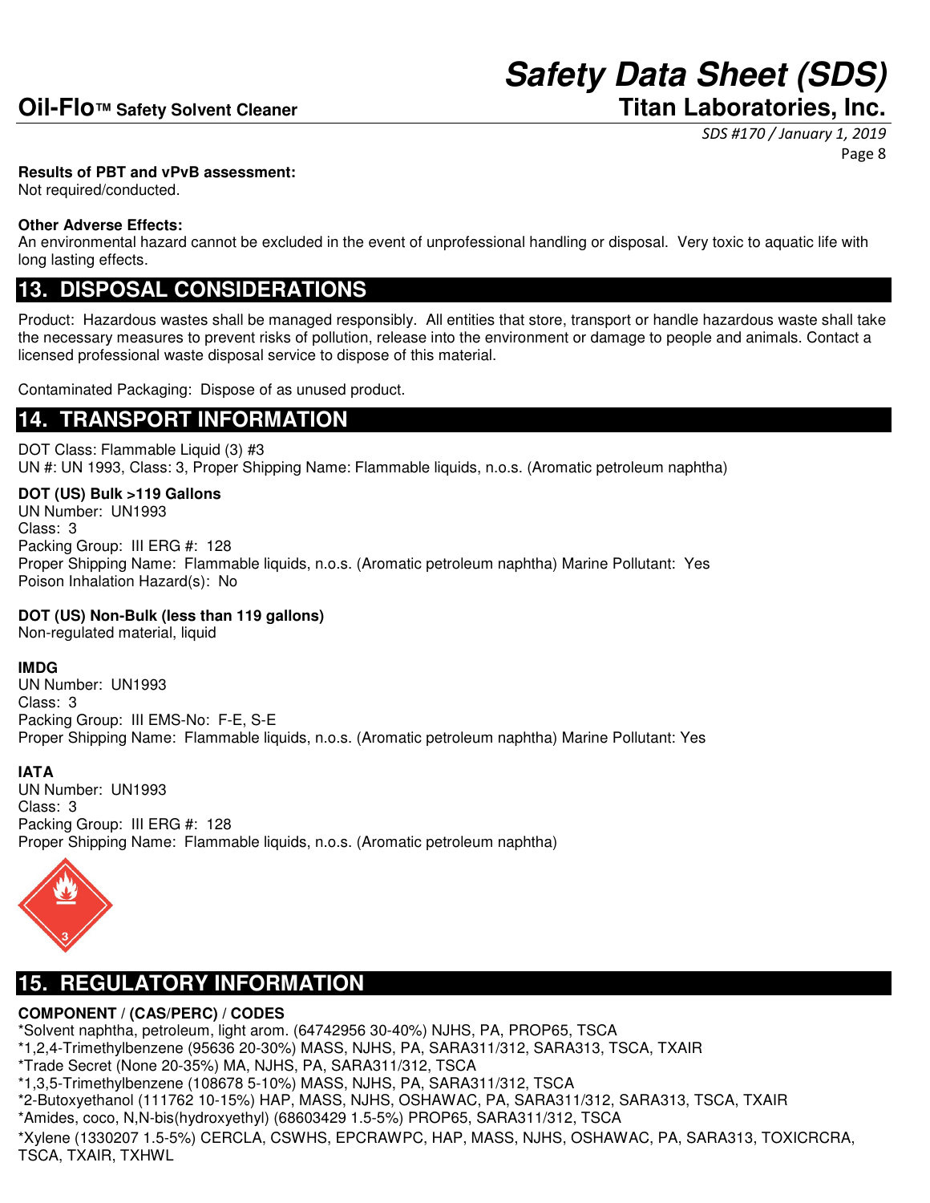**Results of PBT and vPvB assessment:**
Not required/conducted.

**Other Adverse Effects:**
An environmental hazard cannot be excluded in the event of unprofessional handling or disposal. Very toxic to aquatic life with long lasting effects.

## 13. DISPOSAL CONSIDERATIONS

Product: Hazardous wastes shall be managed responsibly. All entities that store, transport or handle hazardous waste shall take the necessary measures to prevent risks of pollution, release into the environment or damage to people and animals. Contact a licensed professional waste disposal service to dispose of this material.

Contaminated Packaging: Dispose of as unused product.

## 14. TRANSPORT INFORMATION

DOT Class: Flammable Liquid (3) #3
UN #: UN 1993, Class: 3, Proper Shipping Name: Flammable liquids, n.o.s. (Aromatic petroleum naphtha)

**DOT (US) Bulk >119 Gallons**
UN Number: UN1993
Class: 3
Packing Group: III ERG #: 128
Proper Shipping Name: Flammable liquids, n.o.s. (Aromatic petroleum naphtha) Marine Pollutant: Yes
Poison Inhalation Hazard(s): No

**DOT (US) Non-Bulk (less than 119 gallons)**
Non-regulated material, liquid

**IMDG**
UN Number: UN1993
Class: 3
Packing Group: III EMS-No: F-E, S-E
Proper Shipping Name: Flammable liquids, n.o.s. (Aromatic petroleum naphtha) Marine Pollutant: Yes

**IATA**
UN Number: UN1993
Class: 3
Packing Group: III ERG #: 128
Proper Shipping Name: Flammable liquids, n.o.s. (Aromatic petroleum naphtha)

## 15. REGULATORY INFORMATION

**COMPONENT / (CAS/PERC) / CODES**
*Solvent naphtha, petroleum, light arom. (64742956 30-40%) NJHS, PA, PROP65, TSCA
*1,2,4-Trimethylbenzene (95636 20-30%) MASS, NJHS, PA, SARA311/312, SARA313, TSCA, TXAIR
*Trade Secret (None 20-35%) MA, NJHS, PA, SARA311/312, TSCA
*1,3,5-Trimethylbenzene (108678 5-10%) MASS, NJHS, PA, SARA311/312, TSCA
*2-Butoxyethanol (111762 10-15%) HAP, MASS, NJHS, OSHAWAC, PA, SARA311/312, SARA313, TSCA, TXAIR
*Amides, coco, N,N-bis(hydroxyethyl) (68603429 1.5-5%) PROP65, SARA311/312, TSCA
*Xylene (1330207 1.5-5%) CERCLA, CSWHS, EPCRAWPC, HAP, MASS, NJHS, OSHAWAC, PA, SARA313, TOXICRCRA, TSCA, TXAIR, TXHWL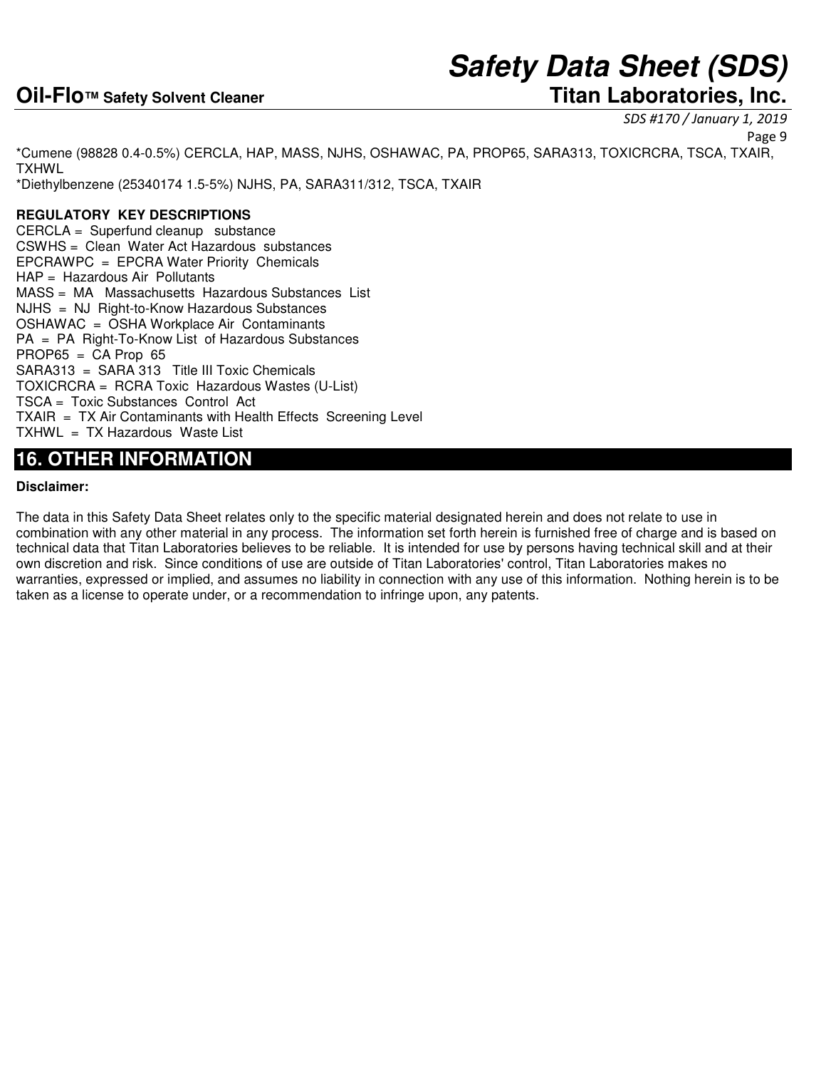*Cumene (98828 0.4-0.5%) CERCLA, HAP, MASS, NJHS, OSHAWAC, PA, PROP65, SARA313, TOXICRCRA, TSCA, TXAIR, TXHWL

*Diethylbenzene (25340174 1.5-5%) NJHS, PA, SARA311/312, TSCA, TXAIR

**REGULATORY KEY DESCRIPTIONS**

CERCLA = Superfund cleanup substance
CSWHS = Clean Water Act Hazardous substances
EPCRAWPC = EPCRA Water Priority Chemicals
HAP = Hazardous Air Pollutants
MASS = MA Massachusetts Hazardous Substances List
NJHS = NJ Right-to-Know Hazardous Substances
OSHAWAC = OSHA Workplace Air Contaminants
PA = PA Right-To-Know List of Hazardous Substances
PROP65 = CA Prop 65
SARA313 = SARA 313 Title III Toxic Chemicals
TOXICRCRA = RCRA Toxic Hazardous Wastes (U-List)
TSCA = Toxic Substances Control Act
TXAIR = TX Air Contaminants with Health Effects Screening Level
TXHWL = TX Hazardous Waste List

## 16. OTHER INFORMATION

**Disclaimer:**

The data in this Safety Data Sheet relates only to the specific material designated herein and does not relate to use in combination with any other material in any process. The information set forth herein is furnished free of charge and is based on technical data that Titan Laboratories believes to be reliable. It is intended for use by persons having technical skill and at their own discretion and risk. Since conditions of use are outside of Titan Laboratories' control, Titan Laboratories makes no warranties, expressed or implied, and assumes no liability in connection with any use of this information. Nothing herein is to be taken as a license to operate under, or a recommendation to infringe upon, any patents.